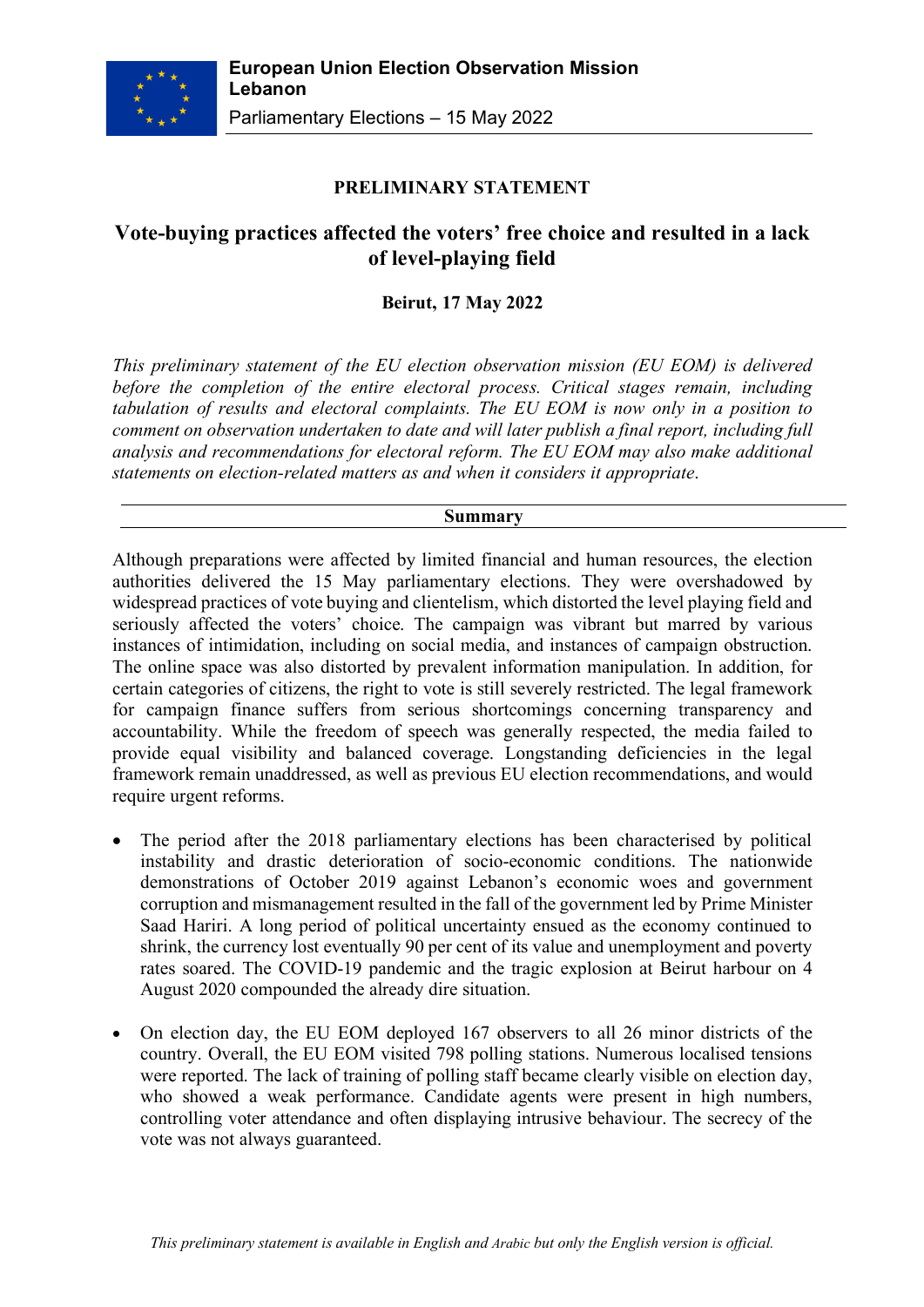**European Union Election Observation Mission Lebanon**

Parliamentary Elections – 15 May 2022

**PRELIMINARY STATEMENT**

# Vote-buying practices affected the voters' free choice and resulted in a lack of level-playing field

**Beirut, 17 May 2022**

*This preliminary statement of the EU election observation mission (EU EOM) is delivered before the completion of the entire electoral process. Critical stages remain, including tabulation of results and electoral complaints. The EU EOM is now only in a position to comment on observation undertaken to date and will later publish a final report, including full analysis and recommendations for electoral reform. The EU EOM may also make additional statements on election-related matters as and when it considers it appropriate.*

## Summary

Although preparations were affected by limited financial and human resources, the election authorities delivered the 15 May parliamentary elections. They were overshadowed by widespread practices of vote buying and clientelism, which distorted the level playing field and seriously affected the voters' choice. The campaign was vibrant but marred by various instances of intimidation, including on social media, and instances of campaign obstruction. The online space was also distorted by prevalent information manipulation. In addition, for certain categories of citizens, the right to vote is still severely restricted. The legal framework for campaign finance suffers from serious shortcomings concerning transparency and accountability. While the freedom of speech was generally respected, the media failed to provide equal visibility and balanced coverage. Longstanding deficiencies in the legal framework remain unaddressed, as well as previous EU election recommendations, and would require urgent reforms.

- The period after the 2018 parliamentary elections has been characterised by political instability and drastic deterioration of socio-economic conditions. The nationwide demonstrations of October 2019 against Lebanon's economic woes and government corruption and mismanagement resulted in the fall of the government led by Prime Minister Saad Hariri. A long period of political uncertainty ensued as the economy continued to shrink, the currency lost eventually 90 per cent of its value and unemployment and poverty rates soared. The COVID-19 pandemic and the tragic explosion at Beirut harbour on 4 August 2020 compounded the already dire situation.

- On election day, the EU EOM deployed 167 observers to all 26 minor districts of the country. Overall, the EU EOM visited 798 polling stations. Numerous localised tensions were reported. The lack of training of polling staff became clearly visible on election day, who showed a weak performance. Candidate agents were present in high numbers, controlling voter attendance and often displaying intrusive behaviour. The secrecy of the vote was not always guaranteed.

*This preliminary statement is available in English and Arabic but only the English version is official.*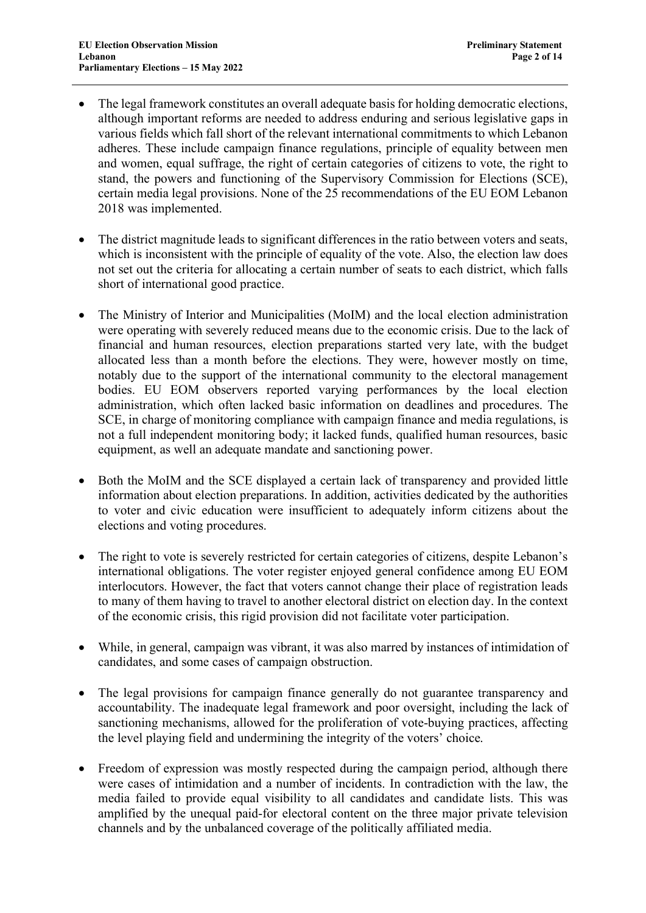- The legal framework constitutes an overall adequate basis for holding democratic elections, although important reforms are needed to address enduring and serious legislative gaps in various fields which fall short of the relevant international commitments to which Lebanon adheres. These include campaign finance regulations, principle of equality between men and women, equal suffrage, the right of certain categories of citizens to vote, the right to stand, the powers and functioning of the Supervisory Commission for Elections (SCE), certain media legal provisions. None of the 25 recommendations of the EU EOM Lebanon 2018 was implemented.

- The district magnitude leads to significant differences in the ratio between voters and seats, which is inconsistent with the principle of equality of the vote. Also, the election law does not set out the criteria for allocating a certain number of seats to each district, which falls short of international good practice.

- The Ministry of Interior and Municipalities (MoIM) and the local election administration were operating with severely reduced means due to the economic crisis. Due to the lack of financial and human resources, election preparations started very late, with the budget allocated less than a month before the elections. They were, however mostly on time, notably due to the support of the international community to the electoral management bodies. EU EOM observers reported varying performances by the local election administration, which often lacked basic information on deadlines and procedures. The SCE, in charge of monitoring compliance with campaign finance and media regulations, is not a full independent monitoring body; it lacked funds, qualified human resources, basic equipment, as well an adequate mandate and sanctioning power.

- Both the MoIM and the SCE displayed a certain lack of transparency and provided little information about election preparations. In addition, activities dedicated by the authorities to voter and civic education were insufficient to adequately inform citizens about the elections and voting procedures.

- The right to vote is severely restricted for certain categories of citizens, despite Lebanon's international obligations. The voter register enjoyed general confidence among EU EOM interlocutors. However, the fact that voters cannot change their place of registration leads to many of them having to travel to another electoral district on election day. In the context of the economic crisis, this rigid provision did not facilitate voter participation.

- While, in general, campaign was vibrant, it was also marred by instances of intimidation of candidates, and some cases of campaign obstruction.

- The legal provisions for campaign finance generally do not guarantee transparency and accountability. The inadequate legal framework and poor oversight, including the lack of sanctioning mechanisms, allowed for the proliferation of vote-buying practices, affecting the level playing field and undermining the integrity of the voters' choice.

- Freedom of expression was mostly respected during the campaign period, although there were cases of intimidation and a number of incidents. In contradiction with the law, the media failed to provide equal visibility to all candidates and candidate lists. This was amplified by the unequal paid-for electoral content on the three major private television channels and by the unbalanced coverage of the politically affiliated media.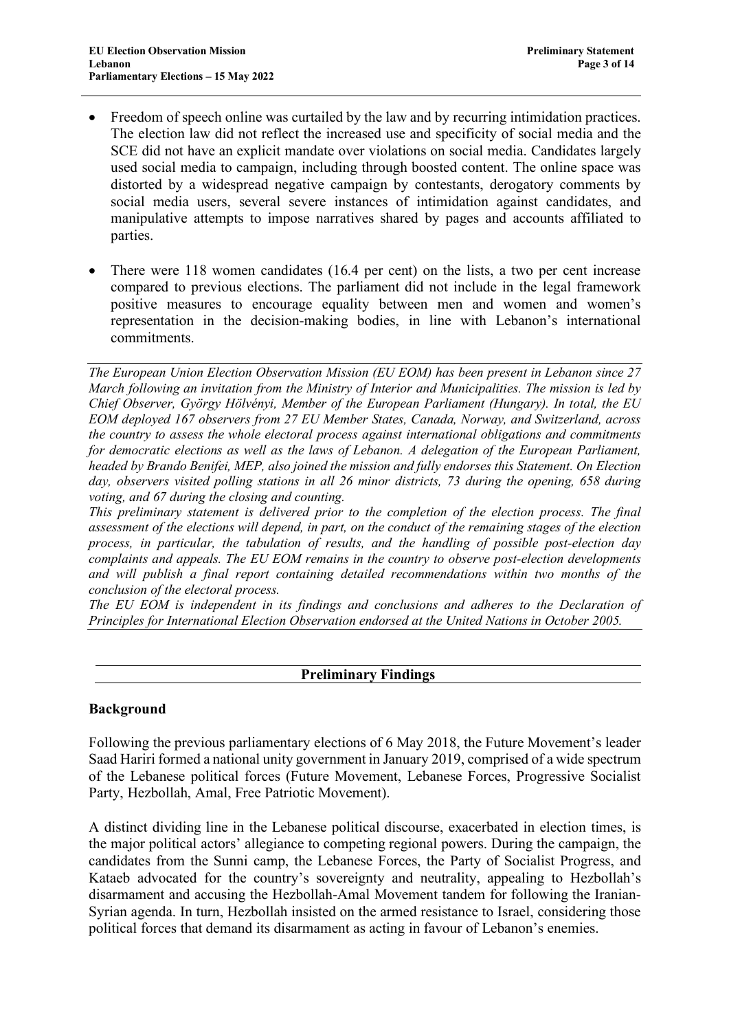- Freedom of speech online was curtailed by the law and by recurring intimidation practices. The election law did not reflect the increased use and specificity of social media and the SCE did not have an explicit mandate over violations on social media. Candidates largely used social media to campaign, including through boosted content. The online space was distorted by a widespread negative campaign by contestants, derogatory comments by social media users, several severe instances of intimidation against candidates, and manipulative attempts to impose narratives shared by pages and accounts affiliated to parties.

- There were 118 women candidates (16.4 per cent) on the lists, a two per cent increase compared to previous elections. The parliament did not include in the legal framework positive measures to encourage equality between men and women and women's representation in the decision-making bodies, in line with Lebanon's international commitments.

*The European Union Election Observation Mission (EU EOM) has been present in Lebanon since 27 March following an invitation from the Ministry of Interior and Municipalities. The mission is led by Chief Observer, György Hölvényi, Member of the European Parliament (Hungary). In total, the EU EOM deployed 167 observers from 27 EU Member States, Canada, Norway, and Switzerland, across the country to assess the whole electoral process against international obligations and commitments for democratic elections as well as the laws of Lebanon. A delegation of the European Parliament, headed by Brando Benifei, MEP, also joined the mission and fully endorses this Statement. On Election day, observers visited polling stations in all 26 minor districts, 73 during the opening, 658 during voting, and 67 during the closing and counting.*

*This preliminary statement is delivered prior to the completion of the election process. The final assessment of the elections will depend, in part, on the conduct of the remaining stages of the election process, in particular, the tabulation of results, and the handling of possible post-election day complaints and appeals. The EU EOM remains in the country to observe post-election developments and will publish a final report containing detailed recommendations within two months of the conclusion of the electoral process.*

*The EU EOM is independent in its findings and conclusions and adheres to the Declaration of Principles for International Election Observation endorsed at the United Nations in October 2005.*

## Preliminary Findings

### Background

Following the previous parliamentary elections of 6 May 2018, the Future Movement's leader Saad Hariri formed a national unity government in January 2019, comprised of a wide spectrum of the Lebanese political forces (Future Movement, Lebanese Forces, Progressive Socialist Party, Hezbollah, Amal, Free Patriotic Movement).

A distinct dividing line in the Lebanese political discourse, exacerbated in election times, is the major political actors' allegiance to competing regional powers. During the campaign, the candidates from the Sunni camp, the Lebanese Forces, the Party of Socialist Progress, and Kataeb advocated for the country's sovereignty and neutrality, appealing to Hezbollah's disarmament and accusing the Hezbollah-Amal Movement tandem for following the Iranian-Syrian agenda. In turn, Hezbollah insisted on the armed resistance to Israel, considering those political forces that demand its disarmament as acting in favour of Lebanon's enemies.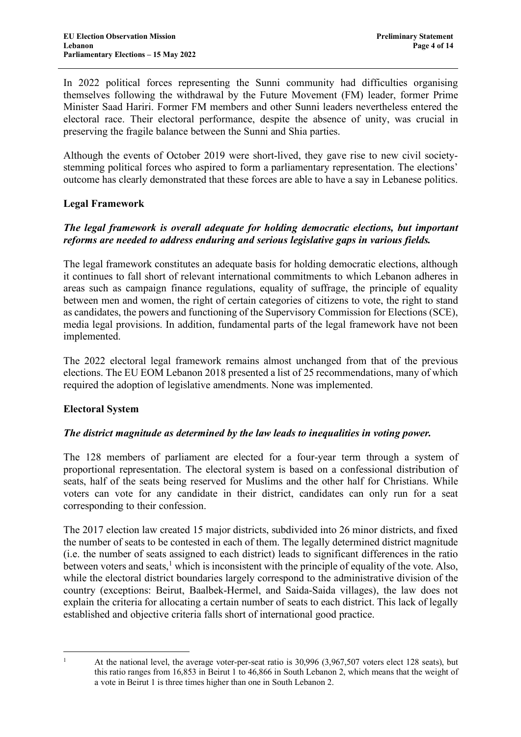In 2022 political forces representing the Sunni community had difficulties organising themselves following the withdrawal by the Future Movement (FM) leader, former Prime Minister Saad Hariri. Former FM members and other Sunni leaders nevertheless entered the electoral race. Their electoral performance, despite the absence of unity, was crucial in preserving the fragile balance between the Sunni and Shia parties.

Although the events of October 2019 were short-lived, they gave rise to new civil society-stemming political forces who aspired to form a parliamentary representation. The elections' outcome has clearly demonstrated that these forces are able to have a say in Lebanese politics.

## Legal Framework

***The legal framework is overall adequate for holding democratic elections, but important reforms are needed to address enduring and serious legislative gaps in various fields.***

The legal framework constitutes an adequate basis for holding democratic elections, although it continues to fall short of relevant international commitments to which Lebanon adheres in areas such as campaign finance regulations, equality of suffrage, the principle of equality between men and women, the right of certain categories of citizens to vote, the right to stand as candidates, the powers and functioning of the Supervisory Commission for Elections (SCE), media legal provisions. In addition, fundamental parts of the legal framework have not been implemented.

The 2022 electoral legal framework remains almost unchanged from that of the previous elections. The EU EOM Lebanon 2018 presented a list of 25 recommendations, many of which required the adoption of legislative amendments. None was implemented.

## Electoral System

***The district magnitude as determined by the law leads to inequalities in voting power.***

The 128 members of parliament are elected for a four-year term through a system of proportional representation. The electoral system is based on a confessional distribution of seats, half of the seats being reserved for Muslims and the other half for Christians. While voters can vote for any candidate in their district, candidates can only run for a seat corresponding to their confession.

The 2017 election law created 15 major districts, subdivided into 26 minor districts, and fixed the number of seats to be contested in each of them. The legally determined district magnitude (i.e. the number of seats assigned to each district) leads to significant differences in the ratio between voters and seats,[1] which is inconsistent with the principle of equality of the vote. Also, while the electoral district boundaries largely correspond to the administrative division of the country (exceptions: Beirut, Baalbek-Hermel, and Saida-Saida villages), the law does not explain the criteria for allocating a certain number of seats to each district. This lack of legally established and objective criteria falls short of international good practice.

---

[1] At the national level, the average voter-per-seat ratio is 30,996 (3,967,507 voters elect 128 seats), but this ratio ranges from 16,853 in Beirut 1 to 46,866 in South Lebanon 2, which means that the weight of a vote in Beirut 1 is three times higher than one in South Lebanon 2.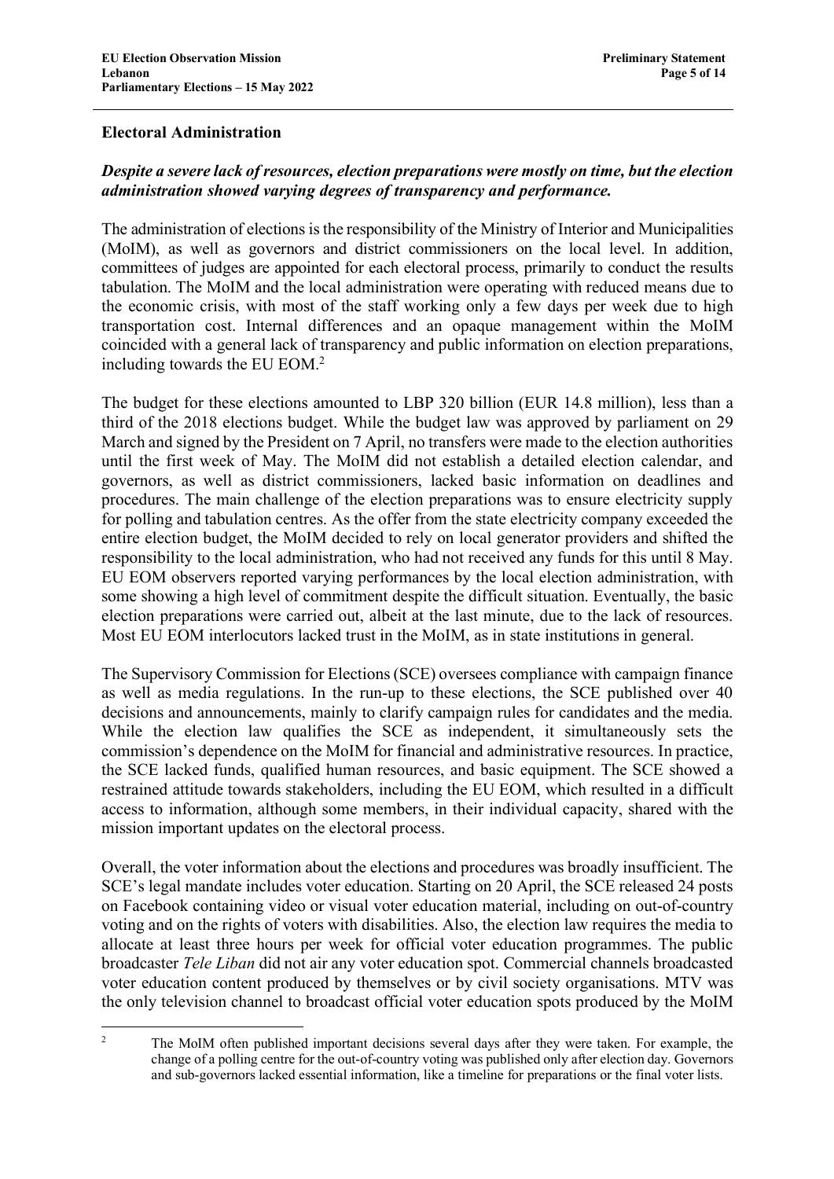## Electoral Administration

***Despite a severe lack of resources, election preparations were mostly on time, but the election administration showed varying degrees of transparency and performance.***

The administration of elections is the responsibility of the Ministry of Interior and Municipalities (MoIM), as well as governors and district commissioners on the local level. In addition, committees of judges are appointed for each electoral process, primarily to conduct the results tabulation. The MoIM and the local administration were operating with reduced means due to the economic crisis, with most of the staff working only a few days per week due to high transportation cost. Internal differences and an opaque management within the MoIM coincided with a general lack of transparency and public information on election preparations, including towards the EU EOM.[2]

The budget for these elections amounted to LBP 320 billion (EUR 14.8 million), less than a third of the 2018 elections budget. While the budget law was approved by parliament on 29 March and signed by the President on 7 April, no transfers were made to the election authorities until the first week of May. The MoIM did not establish a detailed election calendar, and governors, as well as district commissioners, lacked basic information on deadlines and procedures. The main challenge of the election preparations was to ensure electricity supply for polling and tabulation centres. As the offer from the state electricity company exceeded the entire election budget, the MoIM decided to rely on local generator providers and shifted the responsibility to the local administration, who had not received any funds for this until 8 May. EU EOM observers reported varying performances by the local election administration, with some showing a high level of commitment despite the difficult situation. Eventually, the basic election preparations were carried out, albeit at the last minute, due to the lack of resources. Most EU EOM interlocutors lacked trust in the MoIM, as in state institutions in general.

The Supervisory Commission for Elections (SCE) oversees compliance with campaign finance as well as media regulations. In the run-up to these elections, the SCE published over 40 decisions and announcements, mainly to clarify campaign rules for candidates and the media. While the election law qualifies the SCE as independent, it simultaneously sets the commission's dependence on the MoIM for financial and administrative resources. In practice, the SCE lacked funds, qualified human resources, and basic equipment. The SCE showed a restrained attitude towards stakeholders, including the EU EOM, which resulted in a difficult access to information, although some members, in their individual capacity, shared with the mission important updates on the electoral process.

Overall, the voter information about the elections and procedures was broadly insufficient. The SCE's legal mandate includes voter education. Starting on 20 April, the SCE released 24 posts on Facebook containing video or visual voter education material, including on out-of-country voting and on the rights of voters with disabilities. Also, the election law requires the media to allocate at least three hours per week for official voter education programmes. The public broadcaster *Tele Liban* did not air any voter education spot. Commercial channels broadcasted voter education content produced by themselves or by civil society organisations. MTV was the only television channel to broadcast official voter education spots produced by the MoIM

---

[2] The MoIM often published important decisions several days after they were taken. For example, the change of a polling centre for the out-of-country voting was published only after election day. Governors and sub-governors lacked essential information, like a timeline for preparations or the final voter lists.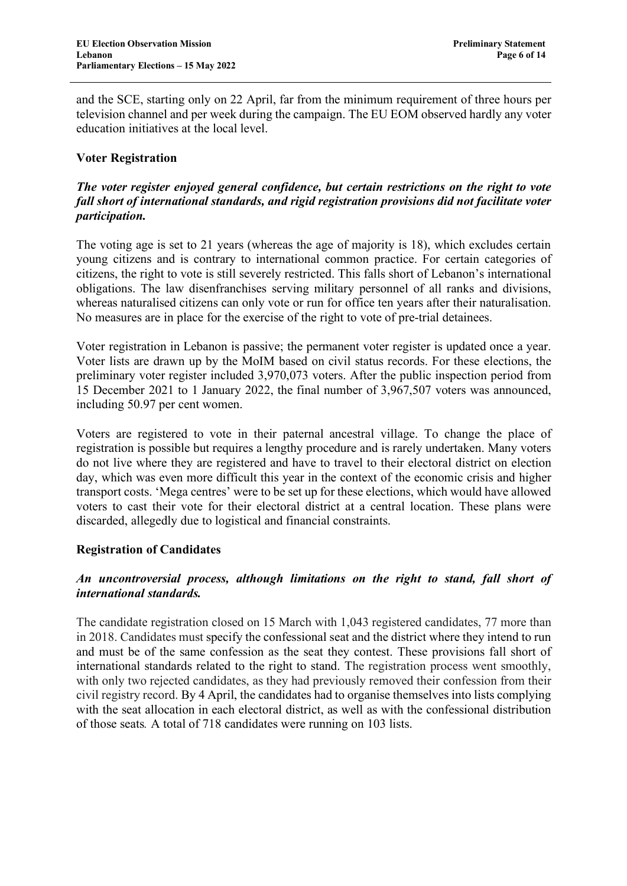and the SCE, starting only on 22 April, far from the minimum requirement of three hours per television channel and per week during the campaign. The EU EOM observed hardly any voter education initiatives at the local level.

### Voter Registration

***The voter register enjoyed general confidence, but certain restrictions on the right to vote fall short of international standards, and rigid registration provisions did not facilitate voter participation.***

The voting age is set to 21 years (whereas the age of majority is 18), which excludes certain young citizens and is contrary to international common practice. For certain categories of citizens, the right to vote is still severely restricted. This falls short of Lebanon's international obligations. The law disenfranchises serving military personnel of all ranks and divisions, whereas naturalised citizens can only vote or run for office ten years after their naturalisation. No measures are in place for the exercise of the right to vote of pre-trial detainees.

Voter registration in Lebanon is passive; the permanent voter register is updated once a year. Voter lists are drawn up by the MoIM based on civil status records. For these elections, the preliminary voter register included 3,970,073 voters. After the public inspection period from 15 December 2021 to 1 January 2022, the final number of 3,967,507 voters was announced, including 50.97 per cent women.

Voters are registered to vote in their paternal ancestral village. To change the place of registration is possible but requires a lengthy procedure and is rarely undertaken. Many voters do not live where they are registered and have to travel to their electoral district on election day, which was even more difficult this year in the context of the economic crisis and higher transport costs. 'Mega centres' were to be set up for these elections, which would have allowed voters to cast their vote for their electoral district at a central location. These plans were discarded, allegedly due to logistical and financial constraints.

### Registration of Candidates

***An uncontroversial process, although limitations on the right to stand, fall short of international standards.***

The candidate registration closed on 15 March with 1,043 registered candidates, 77 more than in 2018. Candidates must specify the confessional seat and the district where they intend to run and must be of the same confession as the seat they contest. These provisions fall short of international standards related to the right to stand. The registration process went smoothly, with only two rejected candidates, as they had previously removed their confession from their civil registry record. By 4 April, the candidates had to organise themselves into lists complying with the seat allocation in each electoral district, as well as with the confessional distribution of those seats*.* A total of 718 candidates were running on 103 lists.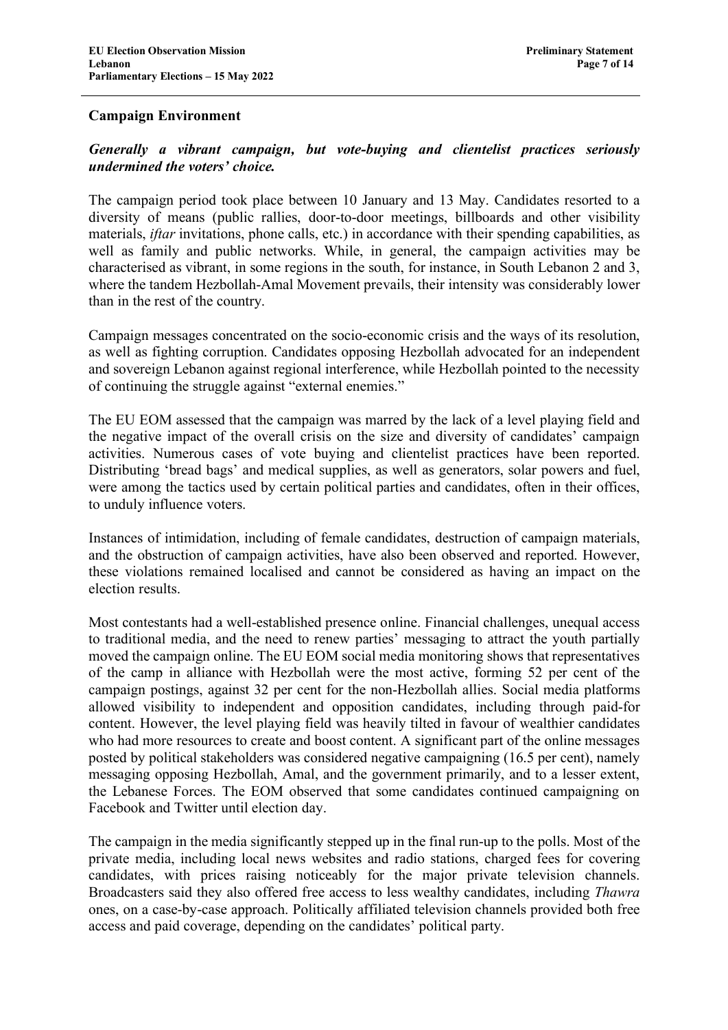## Campaign Environment

***Generally a vibrant campaign, but vote-buying and clientelist practices seriously undermined the voters' choice.***

The campaign period took place between 10 January and 13 May. Candidates resorted to a diversity of means (public rallies, door-to-door meetings, billboards and other visibility materials, *iftar* invitations, phone calls, etc.) in accordance with their spending capabilities, as well as family and public networks. While, in general, the campaign activities may be characterised as vibrant, in some regions in the south, for instance, in South Lebanon 2 and 3, where the tandem Hezbollah-Amal Movement prevails, their intensity was considerably lower than in the rest of the country.

Campaign messages concentrated on the socio-economic crisis and the ways of its resolution, as well as fighting corruption. Candidates opposing Hezbollah advocated for an independent and sovereign Lebanon against regional interference, while Hezbollah pointed to the necessity of continuing the struggle against "external enemies."

The EU EOM assessed that the campaign was marred by the lack of a level playing field and the negative impact of the overall crisis on the size and diversity of candidates' campaign activities. Numerous cases of vote buying and clientelist practices have been reported. Distributing 'bread bags' and medical supplies, as well as generators, solar powers and fuel, were among the tactics used by certain political parties and candidates, often in their offices, to unduly influence voters.

Instances of intimidation, including of female candidates, destruction of campaign materials, and the obstruction of campaign activities, have also been observed and reported. However, these violations remained localised and cannot be considered as having an impact on the election results.

Most contestants had a well-established presence online. Financial challenges, unequal access to traditional media, and the need to renew parties' messaging to attract the youth partially moved the campaign online. The EU EOM social media monitoring shows that representatives of the camp in alliance with Hezbollah were the most active, forming 52 per cent of the campaign postings, against 32 per cent for the non-Hezbollah allies. Social media platforms allowed visibility to independent and opposition candidates, including through paid-for content. However, the level playing field was heavily tilted in favour of wealthier candidates who had more resources to create and boost content. A significant part of the online messages posted by political stakeholders was considered negative campaigning (16.5 per cent), namely messaging opposing Hezbollah, Amal, and the government primarily, and to a lesser extent, the Lebanese Forces. The EOM observed that some candidates continued campaigning on Facebook and Twitter until election day.

The campaign in the media significantly stepped up in the final run-up to the polls. Most of the private media, including local news websites and radio stations, charged fees for covering candidates, with prices raising noticeably for the major private television channels. Broadcasters said they also offered free access to less wealthy candidates, including *Thawra* ones, on a case-by-case approach. Politically affiliated television channels provided both free access and paid coverage, depending on the candidates' political party.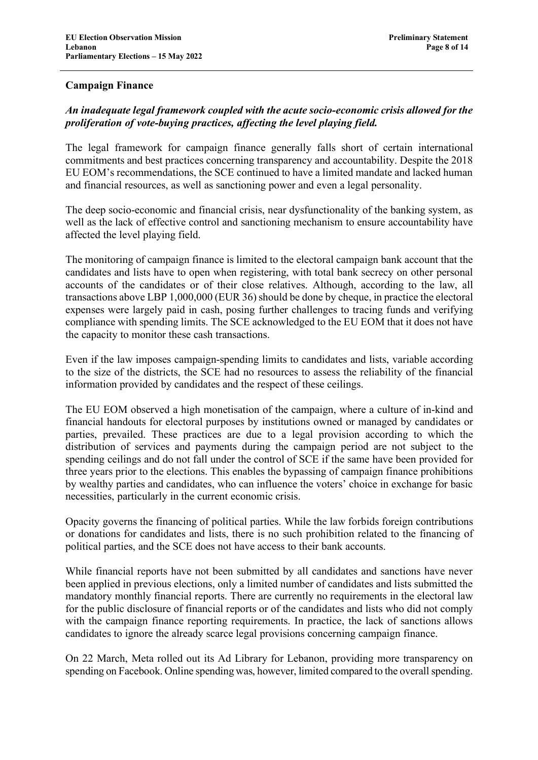## Campaign Finance

***An inadequate legal framework coupled with the acute socio-economic crisis allowed for the proliferation of vote-buying practices, affecting the level playing field.***

The legal framework for campaign finance generally falls short of certain international commitments and best practices concerning transparency and accountability. Despite the 2018 EU EOM's recommendations, the SCE continued to have a limited mandate and lacked human and financial resources, as well as sanctioning power and even a legal personality.

The deep socio-economic and financial crisis, near dysfunctionality of the banking system, as well as the lack of effective control and sanctioning mechanism to ensure accountability have affected the level playing field.

The monitoring of campaign finance is limited to the electoral campaign bank account that the candidates and lists have to open when registering, with total bank secrecy on other personal accounts of the candidates or of their close relatives. Although, according to the law, all transactions above LBP 1,000,000 (EUR 36) should be done by cheque, in practice the electoral expenses were largely paid in cash, posing further challenges to tracing funds and verifying compliance with spending limits. The SCE acknowledged to the EU EOM that it does not have the capacity to monitor these cash transactions.

Even if the law imposes campaign-spending limits to candidates and lists, variable according to the size of the districts, the SCE had no resources to assess the reliability of the financial information provided by candidates and the respect of these ceilings.

The EU EOM observed a high monetisation of the campaign, where a culture of in-kind and financial handouts for electoral purposes by institutions owned or managed by candidates or parties, prevailed. These practices are due to a legal provision according to which the distribution of services and payments during the campaign period are not subject to the spending ceilings and do not fall under the control of SCE if the same have been provided for three years prior to the elections. This enables the bypassing of campaign finance prohibitions by wealthy parties and candidates, who can influence the voters' choice in exchange for basic necessities, particularly in the current economic crisis.

Opacity governs the financing of political parties. While the law forbids foreign contributions or donations for candidates and lists, there is no such prohibition related to the financing of political parties, and the SCE does not have access to their bank accounts.

While financial reports have not been submitted by all candidates and sanctions have never been applied in previous elections, only a limited number of candidates and lists submitted the mandatory monthly financial reports. There are currently no requirements in the electoral law for the public disclosure of financial reports or of the candidates and lists who did not comply with the campaign finance reporting requirements. In practice, the lack of sanctions allows candidates to ignore the already scarce legal provisions concerning campaign finance.

On 22 March, Meta rolled out its Ad Library for Lebanon, providing more transparency on spending on Facebook. Online spending was, however, limited compared to the overall spending.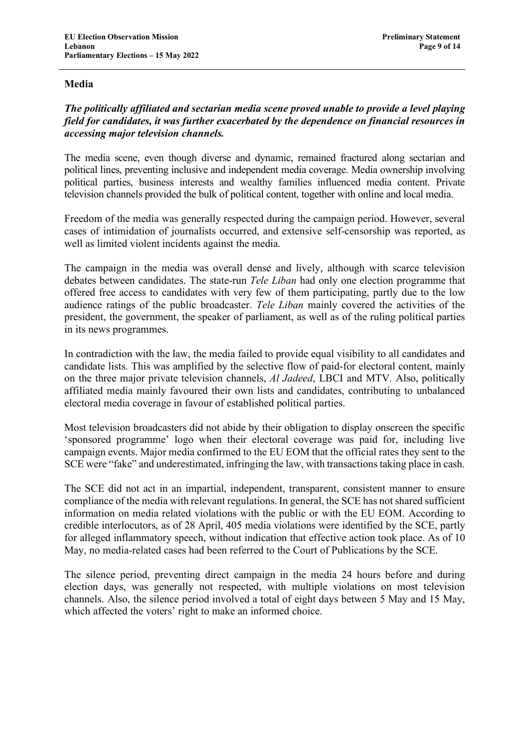## Media

***The politically affiliated and sectarian media scene proved unable to provide a level playing field for candidates, it was further exacerbated by the dependence on financial resources in accessing major television channels.***

The media scene, even though diverse and dynamic, remained fractured along sectarian and political lines, preventing inclusive and independent media coverage. Media ownership involving political parties, business interests and wealthy families influenced media content. Private television channels provided the bulk of political content, together with online and local media.

Freedom of the media was generally respected during the campaign period. However, several cases of intimidation of journalists occurred, and extensive self-censorship was reported, as well as limited violent incidents against the media.

The campaign in the media was overall dense and lively, although with scarce television debates between candidates. The state-run *Tele Liban* had only one election programme that offered free access to candidates with very few of them participating, partly due to the low audience ratings of the public broadcaster. *Tele Liban* mainly covered the activities of the president, the government, the speaker of parliament, as well as of the ruling political parties in its news programmes.

In contradiction with the law, the media failed to provide equal visibility to all candidates and candidate lists. This was amplified by the selective flow of paid-for electoral content, mainly on the three major private television channels, *Al Jadeed*, LBCI and MTV. Also, politically affiliated media mainly favoured their own lists and candidates, contributing to unbalanced electoral media coverage in favour of established political parties.

Most television broadcasters did not abide by their obligation to display onscreen the specific 'sponsored programme' logo when their electoral coverage was paid for, including live campaign events. Major media confirmed to the EU EOM that the official rates they sent to the SCE were "fake" and underestimated, infringing the law, with transactions taking place in cash.

The SCE did not act in an impartial, independent, transparent, consistent manner to ensure compliance of the media with relevant regulations. In general, the SCE has not shared sufficient information on media related violations with the public or with the EU EOM. According to credible interlocutors, as of 28 April, 405 media violations were identified by the SCE, partly for alleged inflammatory speech, without indication that effective action took place. As of 10 May, no media-related cases had been referred to the Court of Publications by the SCE.

The silence period, preventing direct campaign in the media 24 hours before and during election days, was generally not respected, with multiple violations on most television channels. Also, the silence period involved a total of eight days between 5 May and 15 May, which affected the voters' right to make an informed choice.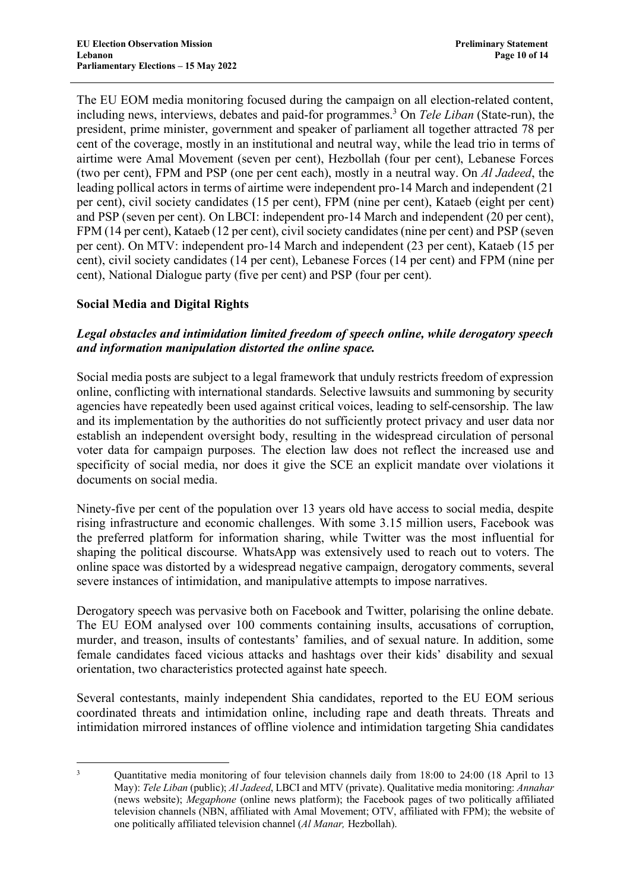The EU EOM media monitoring focused during the campaign on all election-related content, including news, interviews, debates and paid-for programmes.[3] On *Tele Liban* (State-run), the president, prime minister, government and speaker of parliament all together attracted 78 per cent of the coverage, mostly in an institutional and neutral way, while the lead trio in terms of airtime were Amal Movement (seven per cent), Hezbollah (four per cent), Lebanese Forces (two per cent), FPM and PSP (one per cent each), mostly in a neutral way. On *Al Jadeed*, the leading pollical actors in terms of airtime were independent pro-14 March and independent (21 per cent), civil society candidates (15 per cent), FPM (nine per cent), Kataeb (eight per cent) and PSP (seven per cent). On LBCI: independent pro-14 March and independent (20 per cent), FPM (14 per cent), Kataeb (12 per cent), civil society candidates (nine per cent) and PSP (seven per cent). On MTV: independent pro-14 March and independent (23 per cent), Kataeb (15 per cent), civil society candidates (14 per cent), Lebanese Forces (14 per cent) and FPM (nine per cent), National Dialogue party (five per cent) and PSP (four per cent).

## Social Media and Digital Rights

***Legal obstacles and intimidation limited freedom of speech online, while derogatory speech and information manipulation distorted the online space.***

Social media posts are subject to a legal framework that unduly restricts freedom of expression online, conflicting with international standards. Selective lawsuits and summoning by security agencies have repeatedly been used against critical voices, leading to self-censorship. The law and its implementation by the authorities do not sufficiently protect privacy and user data nor establish an independent oversight body, resulting in the widespread circulation of personal voter data for campaign purposes. The election law does not reflect the increased use and specificity of social media, nor does it give the SCE an explicit mandate over violations it documents on social media.

Ninety-five per cent of the population over 13 years old have access to social media, despite rising infrastructure and economic challenges. With some 3.15 million users, Facebook was the preferred platform for information sharing, while Twitter was the most influential for shaping the political discourse. WhatsApp was extensively used to reach out to voters. The online space was distorted by a widespread negative campaign, derogatory comments, several severe instances of intimidation, and manipulative attempts to impose narratives.

Derogatory speech was pervasive both on Facebook and Twitter, polarising the online debate. The EU EOM analysed over 100 comments containing insults, accusations of corruption, murder, and treason, insults of contestants' families, and of sexual nature. In addition, some female candidates faced vicious attacks and hashtags over their kids' disability and sexual orientation, two characteristics protected against hate speech.

Several contestants, mainly independent Shia candidates, reported to the EU EOM serious coordinated threats and intimidation online, including rape and death threats. Threats and intimidation mirrored instances of offline violence and intimidation targeting Shia candidates

---

[3] Quantitative media monitoring of four television channels daily from 18:00 to 24:00 (18 April to 13 May): *Tele Liban* (public); *Al Jadeed*, LBCI and MTV (private). Qualitative media monitoring: *Annahar* (news website); *Megaphone* (online news platform); the Facebook pages of two politically affiliated television channels (NBN, affiliated with Amal Movement; OTV, affiliated with FPM); the website of one politically affiliated television channel (*Al Manar,* Hezbollah).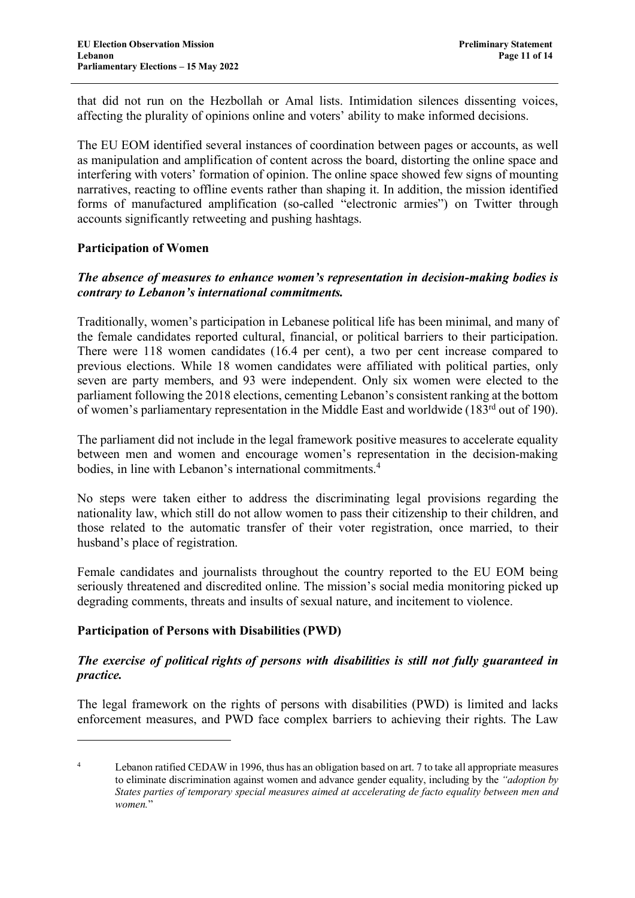that did not run on the Hezbollah or Amal lists. Intimidation silences dissenting voices, affecting the plurality of opinions online and voters' ability to make informed decisions.

The EU EOM identified several instances of coordination between pages or accounts, as well as manipulation and amplification of content across the board, distorting the online space and interfering with voters' formation of opinion. The online space showed few signs of mounting narratives, reacting to offline events rather than shaping it. In addition, the mission identified forms of manufactured amplification (so-called "electronic armies") on Twitter through accounts significantly retweeting and pushing hashtags.

## Participation of Women

***The absence of measures to enhance women's representation in decision-making bodies is contrary to Lebanon's international commitments.***

Traditionally, women's participation in Lebanese political life has been minimal, and many of the female candidates reported cultural, financial, or political barriers to their participation. There were 118 women candidates (16.4 per cent), a two per cent increase compared to previous elections. While 18 women candidates were affiliated with political parties, only seven are party members, and 93 were independent. Only six women were elected to the parliament following the 2018 elections, cementing Lebanon's consistent ranking at the bottom of women's parliamentary representation in the Middle East and worldwide (183rd out of 190).

The parliament did not include in the legal framework positive measures to accelerate equality between men and women and encourage women's representation in the decision-making bodies, in line with Lebanon's international commitments.[4]

No steps were taken either to address the discriminating legal provisions regarding the nationality law, which still do not allow women to pass their citizenship to their children, and those related to the automatic transfer of their voter registration, once married, to their husband's place of registration.

Female candidates and journalists throughout the country reported to the EU EOM being seriously threatened and discredited online. The mission's social media monitoring picked up degrading comments, threats and insults of sexual nature, and incitement to violence.

## Participation of Persons with Disabilities (PWD)

***The exercise of political rights of persons with disabilities is still not fully guaranteed in practice.***

The legal framework on the rights of persons with disabilities (PWD) is limited and lacks enforcement measures, and PWD face complex barriers to achieving their rights. The Law

---

[4] Lebanon ratified CEDAW in 1996, thus has an obligation based on art. 7 to take all appropriate measures to eliminate discrimination against women and advance gender equality, including by the *"adoption by States parties of temporary special measures aimed at accelerating de facto equality between men and women."*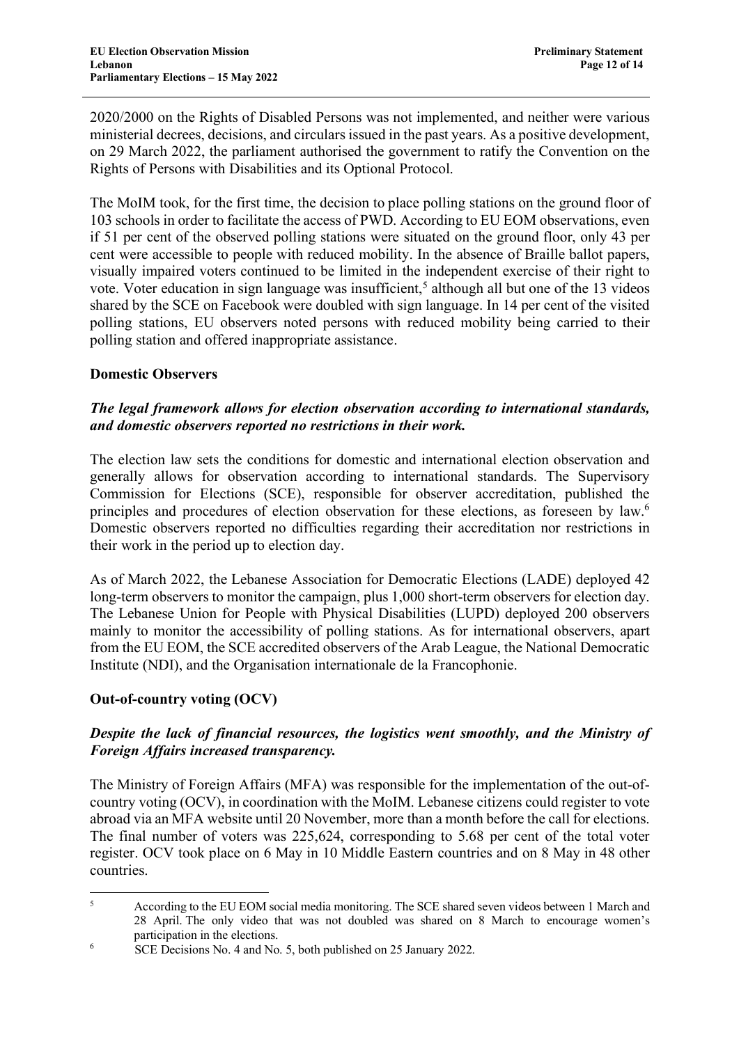2020/2000 on the Rights of Disabled Persons was not implemented, and neither were various ministerial decrees, decisions, and circulars issued in the past years. As a positive development, on 29 March 2022, the parliament authorised the government to ratify the Convention on the Rights of Persons with Disabilities and its Optional Protocol.

The MoIM took, for the first time, the decision to place polling stations on the ground floor of 103 schools in order to facilitate the access of PWD. According to EU EOM observations, even if 51 per cent of the observed polling stations were situated on the ground floor, only 43 per cent were accessible to people with reduced mobility. In the absence of Braille ballot papers, visually impaired voters continued to be limited in the independent exercise of their right to vote. Voter education in sign language was insufficient,[5] although all but one of the 13 videos shared by the SCE on Facebook were doubled with sign language. In 14 per cent of the visited polling stations, EU observers noted persons with reduced mobility being carried to their polling station and offered inappropriate assistance.

**Domestic Observers**

***The legal framework allows for election observation according to international standards, and domestic observers reported no restrictions in their work.***

The election law sets the conditions for domestic and international election observation and generally allows for observation according to international standards. The Supervisory Commission for Elections (SCE), responsible for observer accreditation, published the principles and procedures of election observation for these elections, as foreseen by law.[6] Domestic observers reported no difficulties regarding their accreditation nor restrictions in their work in the period up to election day.

As of March 2022, the Lebanese Association for Democratic Elections (LADE) deployed 42 long-term observers to monitor the campaign, plus 1,000 short-term observers for election day. The Lebanese Union for People with Physical Disabilities (LUPD) deployed 200 observers mainly to monitor the accessibility of polling stations. As for international observers, apart from the EU EOM, the SCE accredited observers of the Arab League, the National Democratic Institute (NDI), and the Organisation internationale de la Francophonie.

**Out-of-country voting (OCV)**

***Despite the lack of financial resources, the logistics went smoothly, and the Ministry of Foreign Affairs increased transparency.***

The Ministry of Foreign Affairs (MFA) was responsible for the implementation of the out-of-country voting (OCV), in coordination with the MoIM. Lebanese citizens could register to vote abroad via an MFA website until 20 November, more than a month before the call for elections. The final number of voters was 225,624, corresponding to 5.68 per cent of the total voter register. OCV took place on 6 May in 10 Middle Eastern countries and on 8 May in 48 other countries.

---

[5] According to the EU EOM social media monitoring. The SCE shared seven videos between 1 March and 28 April. The only video that was not doubled was shared on 8 March to encourage women's participation in the elections.

[6] SCE Decisions No. 4 and No. 5, both published on 25 January 2022.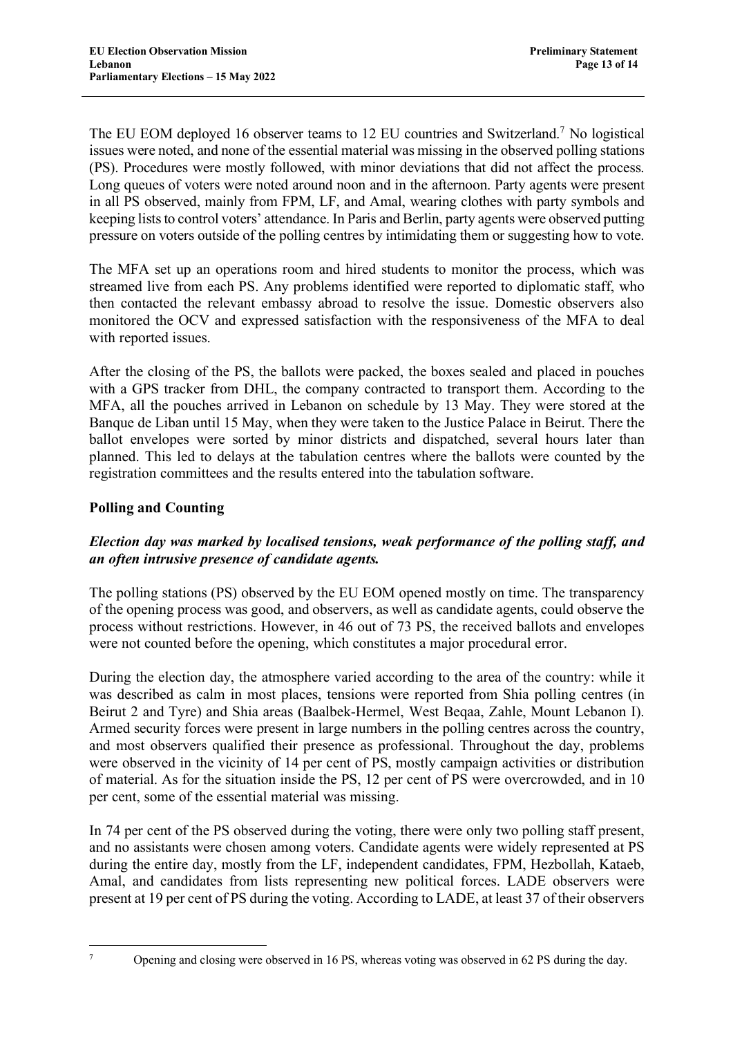The EU EOM deployed 16 observer teams to 12 EU countries and Switzerland.[7] No logistical issues were noted, and none of the essential material was missing in the observed polling stations (PS). Procedures were mostly followed, with minor deviations that did not affect the process. Long queues of voters were noted around noon and in the afternoon. Party agents were present in all PS observed, mainly from FPM, LF, and Amal, wearing clothes with party symbols and keeping lists to control voters' attendance. In Paris and Berlin, party agents were observed putting pressure on voters outside of the polling centres by intimidating them or suggesting how to vote.

The MFA set up an operations room and hired students to monitor the process, which was streamed live from each PS. Any problems identified were reported to diplomatic staff, who then contacted the relevant embassy abroad to resolve the issue. Domestic observers also monitored the OCV and expressed satisfaction with the responsiveness of the MFA to deal with reported issues.

After the closing of the PS, the ballots were packed, the boxes sealed and placed in pouches with a GPS tracker from DHL, the company contracted to transport them. According to the MFA, all the pouches arrived in Lebanon on schedule by 13 May. They were stored at the Banque de Liban until 15 May, when they were taken to the Justice Palace in Beirut. There the ballot envelopes were sorted by minor districts and dispatched, several hours later than planned. This led to delays at the tabulation centres where the ballots were counted by the registration committees and the results entered into the tabulation software.

## Polling and Counting

***Election day was marked by localised tensions, weak performance of the polling staff, and an often intrusive presence of candidate agents.***

The polling stations (PS) observed by the EU EOM opened mostly on time. The transparency of the opening process was good, and observers, as well as candidate agents, could observe the process without restrictions. However, in 46 out of 73 PS, the received ballots and envelopes were not counted before the opening, which constitutes a major procedural error.

During the election day, the atmosphere varied according to the area of the country: while it was described as calm in most places, tensions were reported from Shia polling centres (in Beirut 2 and Tyre) and Shia areas (Baalbek-Hermel, West Beqaa, Zahle, Mount Lebanon I). Armed security forces were present in large numbers in the polling centres across the country, and most observers qualified their presence as professional. Throughout the day, problems were observed in the vicinity of 14 per cent of PS, mostly campaign activities or distribution of material. As for the situation inside the PS, 12 per cent of PS were overcrowded, and in 10 per cent, some of the essential material was missing.

In 74 per cent of the PS observed during the voting, there were only two polling staff present, and no assistants were chosen among voters. Candidate agents were widely represented at PS during the entire day, mostly from the LF, independent candidates, FPM, Hezbollah, Kataeb, Amal, and candidates from lists representing new political forces. LADE observers were present at 19 per cent of PS during the voting. According to LADE, at least 37 of their observers

---

[7] Opening and closing were observed in 16 PS, whereas voting was observed in 62 PS during the day.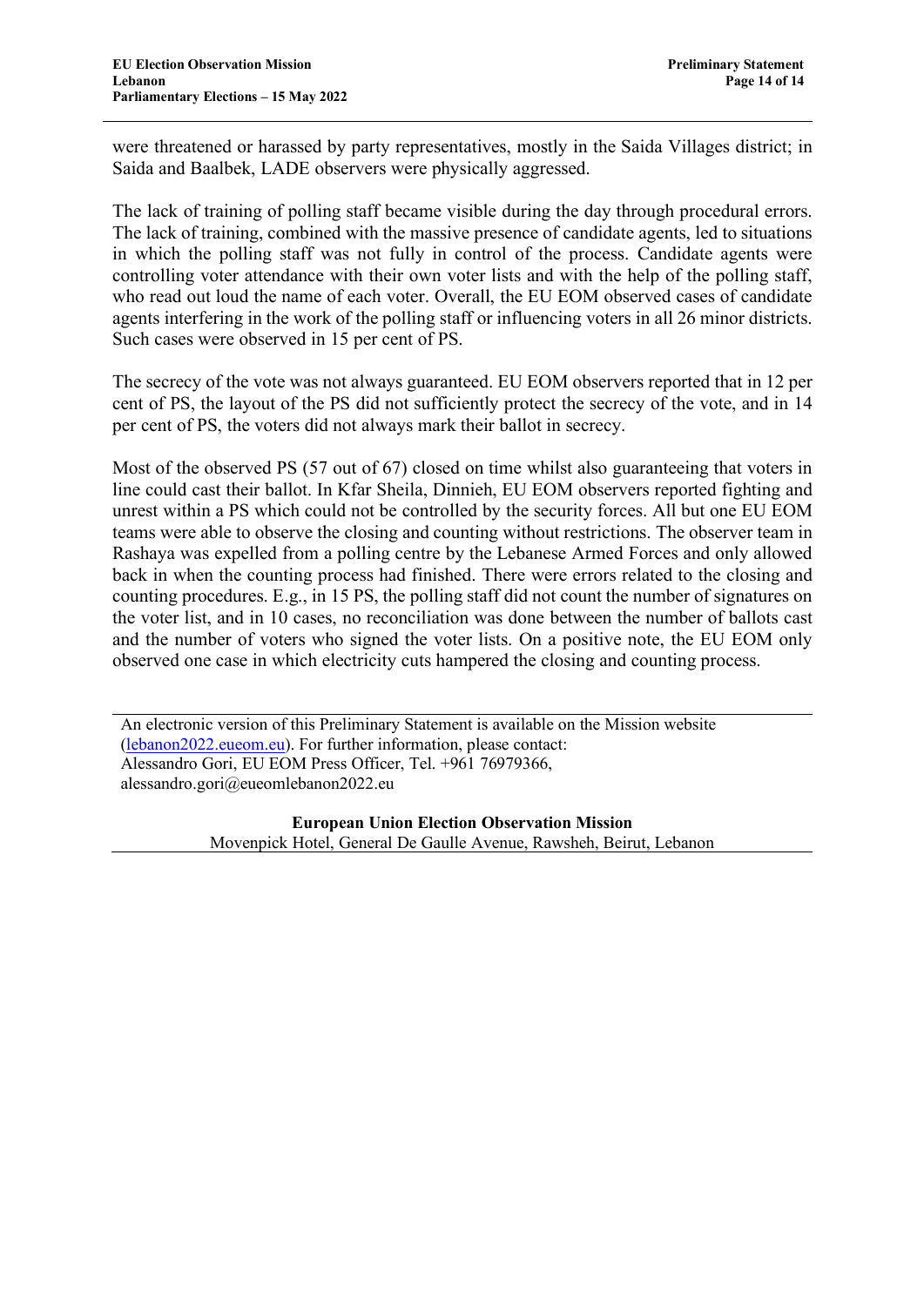were threatened or harassed by party representatives, mostly in the Saida Villages district; in Saida and Baalbek, LADE observers were physically aggressed.

The lack of training of polling staff became visible during the day through procedural errors. The lack of training, combined with the massive presence of candidate agents, led to situations in which the polling staff was not fully in control of the process. Candidate agents were controlling voter attendance with their own voter lists and with the help of the polling staff, who read out loud the name of each voter. Overall, the EU EOM observed cases of candidate agents interfering in the work of the polling staff or influencing voters in all 26 minor districts. Such cases were observed in 15 per cent of PS.

The secrecy of the vote was not always guaranteed. EU EOM observers reported that in 12 per cent of PS, the layout of the PS did not sufficiently protect the secrecy of the vote, and in 14 per cent of PS, the voters did not always mark their ballot in secrecy.

Most of the observed PS (57 out of 67) closed on time whilst also guaranteeing that voters in line could cast their ballot. In Kfar Sheila, Dinnieh, EU EOM observers reported fighting and unrest within a PS which could not be controlled by the security forces. All but one EU EOM teams were able to observe the closing and counting without restrictions. The observer team in Rashaya was expelled from a polling centre by the Lebanese Armed Forces and only allowed back in when the counting process had finished. There were errors related to the closing and counting procedures. E.g., in 15 PS, the polling staff did not count the number of signatures on the voter list, and in 10 cases, no reconciliation was done between the number of ballots cast and the number of voters who signed the voter lists. On a positive note, the EU EOM only observed one case in which electricity cuts hampered the closing and counting process.

---

An electronic version of this Preliminary Statement is available on the Mission website ([lebanon2022.eueom.eu](lebanon2022.eueom.eu)). For further information, please contact:
Alessandro Gori, EU EOM Press Officer, Tel. +961 76979366,
alessandro.gori@eueomlebanon2022.eu

**European Union Election Observation Mission**
Movenpick Hotel, General De Gaulle Avenue, Rawsheh, Beirut, Lebanon